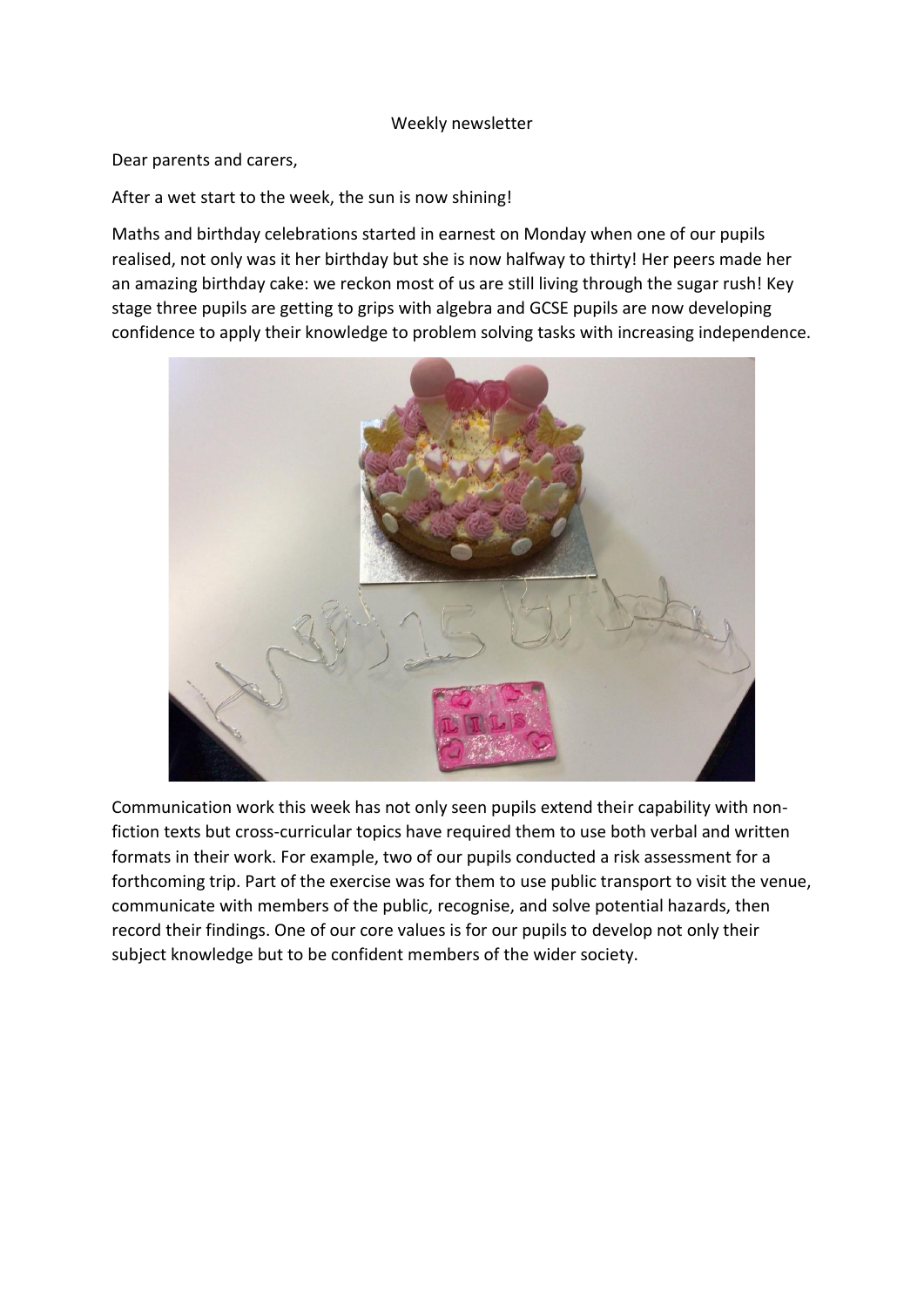Weekly newsletter

Dear parents and carers,

After a wet start to the week, the sun is now shining!

Maths and birthday celebrations started in earnest on Monday when one of our pupils realised, not only was it her birthday but she is now halfway to thirty! Her peers made her an amazing birthday cake: we reckon most of us are still living through the sugar rush! Key stage three pupils are getting to grips with algebra and GCSE pupils are now developing confidence to apply their knowledge to problem solving tasks with increasing independence.

Communication work this week has not only seen pupils extend their capability with non-fiction texts but cross-curricular topics have required them to use both verbal and written formats in their work. For example, two of our pupils conducted a risk assessment for a forthcoming trip. Part of the exercise was for them to use public transport to visit the venue, communicate with members of the public, recognise, and solve potential hazards, then record their findings. One of our core values is for our pupils to develop not only their subject knowledge but to be confident members of the wider society.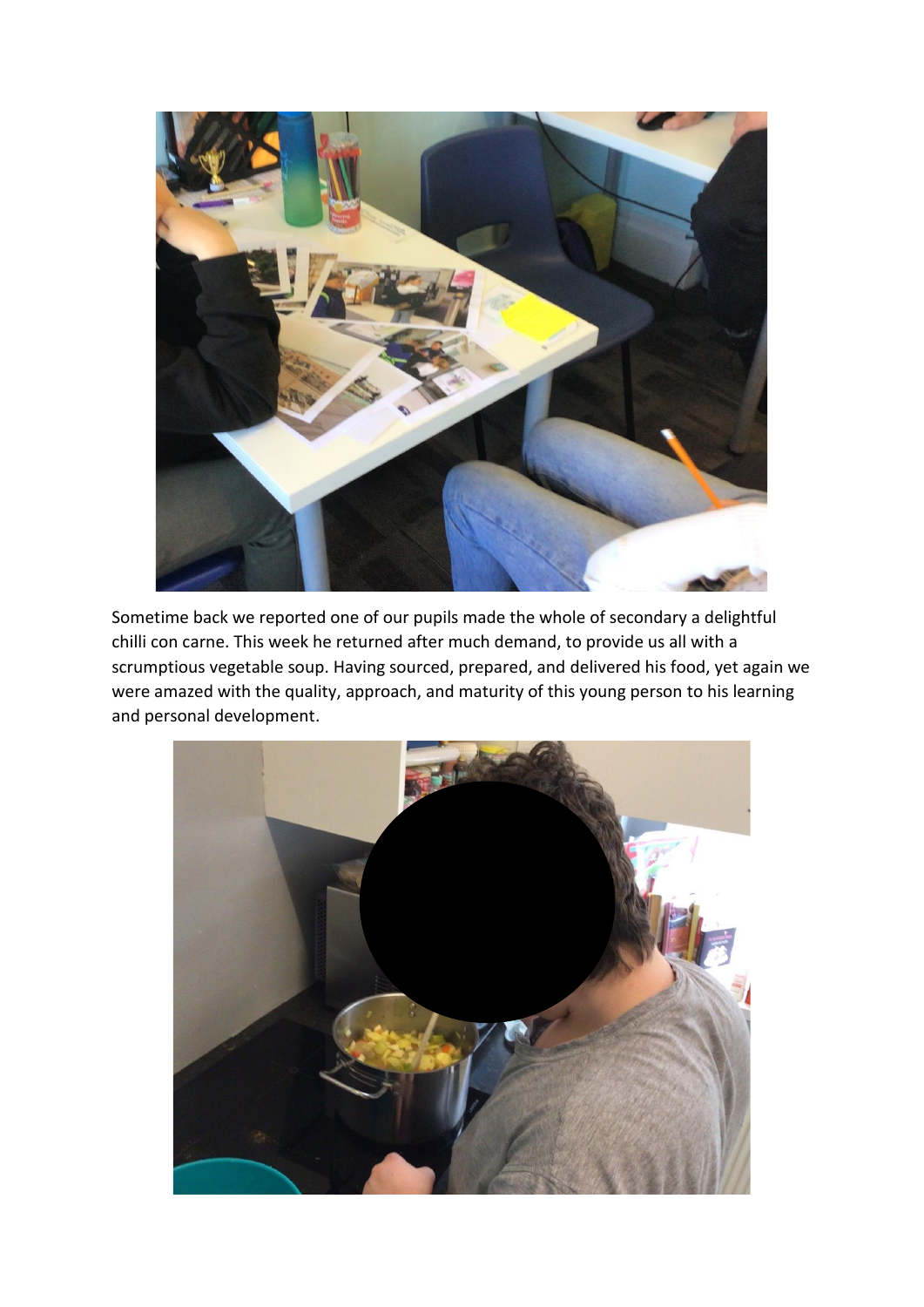Sometime back we reported one of our pupils made the whole of secondary a delightful chilli con carne. This week he returned after much demand, to provide us all with a scrumptious vegetable soup. Having sourced, prepared, and delivered his food, yet again we were amazed with the quality, approach, and maturity of this young person to his learning and personal development.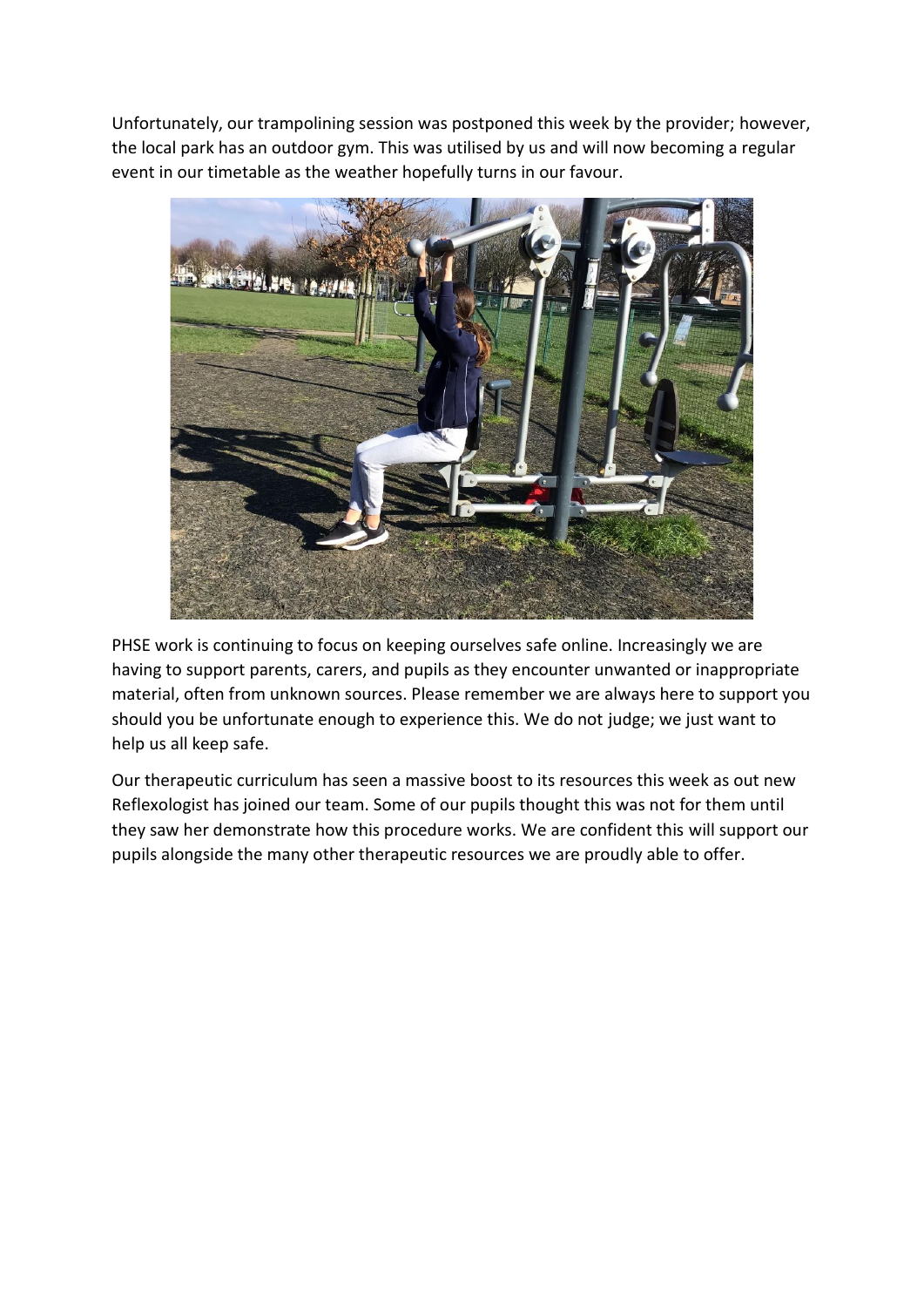Unfortunately, our trampolining session was postponed this week by the provider; however, the local park has an outdoor gym. This was utilised by us and will now becoming a regular event in our timetable as the weather hopefully turns in our favour.

PHSE work is continuing to focus on keeping ourselves safe online. Increasingly we are having to support parents, carers, and pupils as they encounter unwanted or inappropriate material, often from unknown sources. Please remember we are always here to support you should you be unfortunate enough to experience this. We do not judge; we just want to help us all keep safe.

Our therapeutic curriculum has seen a massive boost to its resources this week as out new Reflexologist has joined our team. Some of our pupils thought this was not for them until they saw her demonstrate how this procedure works. We are confident this will support our pupils alongside the many other therapeutic resources we are proudly able to offer.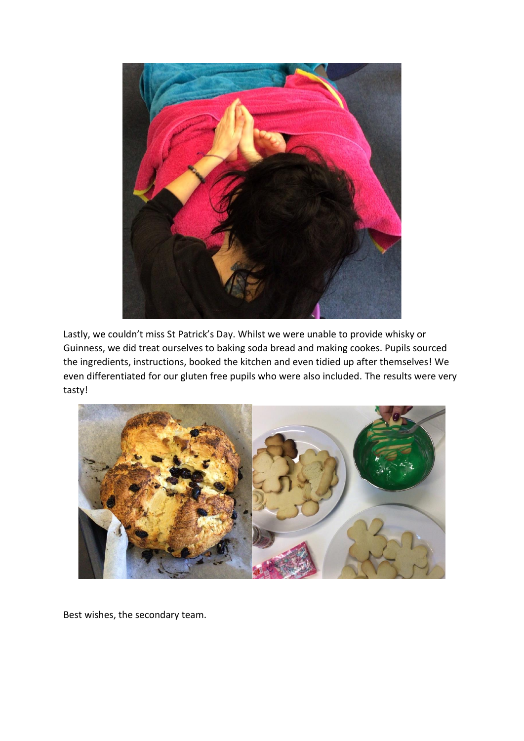Lastly, we couldn't miss St Patrick's Day. Whilst we were unable to provide whisky or Guinness, we did treat ourselves to baking soda bread and making cookes. Pupils sourced the ingredients, instructions, booked the kitchen and even tidied up after themselves! We even differentiated for our gluten free pupils who were also included. The results were very tasty!

Best wishes, the secondary team.